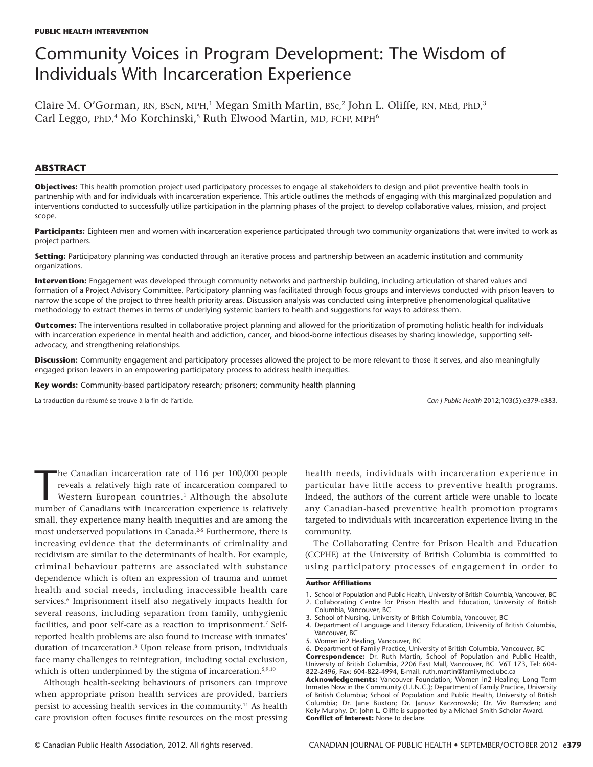PUBLIC HEALTH INTERVENTION

# Community Voices in Program Development: The Wisdom of Individuals With Incarceration Experience

Claire M. O'Gorman, RN, BScN, MPH,[1] Megan Smith Martin, BSc,[2] John L. Oliffe, RN, MEd, PhD,[3] Carl Leggo, PhD,[4] Mo Korchinski,[5] Ruth Elwood Martin, MD, FCFP, MPH[6]

## ABSTRACT

**Objectives:** This health promotion project used participatory processes to engage all stakeholders to design and pilot preventive health tools in partnership with and for individuals with incarceration experience. This article outlines the methods of engaging with this marginalized population and interventions conducted to successfully utilize participation in the planning phases of the project to develop collaborative values, mission, and project scope.

**Participants:** Eighteen men and women with incarceration experience participated through two community organizations that were invited to work as project partners.

**Setting:** Participatory planning was conducted through an iterative process and partnership between an academic institution and community organizations.

**Intervention:** Engagement was developed through community networks and partnership building, including articulation of shared values and formation of a Project Advisory Committee. Participatory planning was facilitated through focus groups and interviews conducted with prison leavers to narrow the scope of the project to three health priority areas. Discussion analysis was conducted using interpretive phenomenological qualitative methodology to extract themes in terms of underlying systemic barriers to health and suggestions for ways to address them.

**Outcomes:** The interventions resulted in collaborative project planning and allowed for the prioritization of promoting holistic health for individuals with incarceration experience in mental health and addiction, cancer, and blood-borne infectious diseases by sharing knowledge, supporting self-advocacy, and strengthening relationships.

**Discussion:** Community engagement and participatory processes allowed the project to be more relevant to those it serves, and also meaningfully engaged prison leavers in an empowering participatory process to address health inequities.

**Key words:** Community-based participatory research; prisoners; community health planning

La traduction du résumé se trouve à la fin de l'article.

The Canadian incarceration rate of 116 per 100,000 people reveals a relatively high rate of incarceration compared to Western European countries.[1] Although the absolute number of Canadians with incarceration experience is relatively small, they experience many health inequities and are among the most underserved populations in Canada.[2-5] Furthermore, there is increasing evidence that the determinants of criminality and recidivism are similar to the determinants of health. For example, criminal behaviour patterns are associated with substance dependence which is often an expression of trauma and unmet health and social needs, including inaccessible health care services.[6] Imprisonment itself also negatively impacts health for several reasons, including separation from family, unhygienic facilities, and poor self-care as a reaction to imprisonment.[7] Self-reported health problems are also found to increase with inmates' duration of incarceration.[8] Upon release from prison, individuals face many challenges to reintegration, including social exclusion, which is often underpinned by the stigma of incarceration.[5,9,10]

Although health-seeking behaviours of prisoners can improve when appropriate prison health services are provided, barriers persist to accessing health services in the community.[11] As health care provision often focuses finite resources on the most pressing health needs, individuals with incarceration experience in particular have little access to preventive health programs. Indeed, the authors of the current article were unable to locate any Canadian-based preventive health promotion programs targeted to individuals with incarceration experience living in the community.

The Collaborating Centre for Prison Health and Education (CCPHE) at the University of British Columbia is committed to using participatory processes of engagement in order to

**Author Affiliations**

1. School of Population and Public Health, University of British Columbia, Vancouver, BC
2. Collaborating Centre for Prison Health and Education, University of British Columbia, Vancouver, BC
3. School of Nursing, University of British Columbia, Vancouver, BC
4. Department of Language and Literacy Education, University of British Columbia, Vancouver, BC
5. Women in2 Healing, Vancouver, BC
6. Department of Family Practice, University of British Columbia, Vancouver, BC

**Correspondence:** Dr. Ruth Martin, School of Population and Public Health, University of British Columbia, 2206 East Mall, Vancouver, BC V6T 1Z3, Tel: 604-822-2496, Fax: 604-822-4994, E-mail: ruth.martin@familymed.ubc.ca

**Acknowledgements:** Vancouver Foundation; Women in2 Healing; Long Term Inmates Now in the Community (L.I.N.C.); Department of Family Practice, University of British Columbia; School of Population and Public Health, University of British Columbia; Dr. Jane Buxton; Dr. Janusz Kaczorowski; Dr. Viv Ramsden; and Kelly Murphy. Dr. John L. Oliffe is supported by a Michael Smith Scholar Award.

**Conflict of Interest:** None to declare.

© Canadian Public Health Association, 2012. All rights reserved.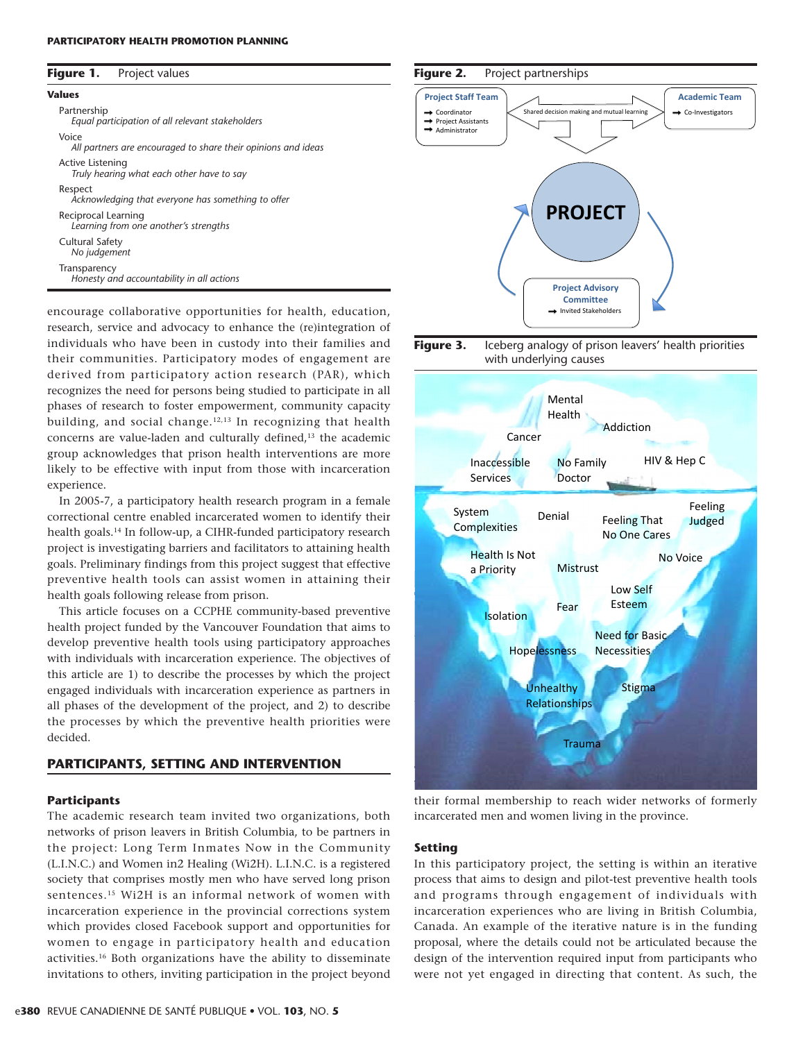**Figure 1.** Project values

| Values |
|---|
| Partnership<br>*Equal participation of all relevant stakeholders* |
| Voice<br>*All partners are encouraged to share their opinions and ideas* |
| Active Listening<br>*Truly hearing what each other have to say* |
| Respect<br>*Acknowledging that everyone has something to offer* |
| Reciprocal Learning<br>*Learning from one another's strengths* |
| Cultural Safety<br>*No judgement* |
| Transparency<br>*Honesty and accountability in all actions* |

encourage collaborative opportunities for health, education, research, service and advocacy to enhance the (re)integration of individuals who have been in custody into their families and their communities. Participatory modes of engagement are derived from participatory action research (PAR), which recognizes the need for persons being studied to participate in all phases of research to foster empowerment, community capacity building, and social change.[12,13] In recognizing that health concerns are value-laden and culturally defined,[13] the academic group acknowledges that prison health interventions are more likely to be effective with input from those with incarceration experience.

In 2005-7, a participatory health research program in a female correctional centre enabled incarcerated women to identify their health goals.[14] In follow-up, a CIHR-funded participatory research project is investigating barriers and facilitators to attaining health goals. Preliminary findings from this project suggest that effective preventive health tools can assist women in attaining their health goals following release from prison.

This article focuses on a CCPHE community-based preventive health project funded by the Vancouver Foundation that aims to develop preventive health tools using participatory approaches with individuals with incarceration experience. The objectives of this article are 1) to describe the processes by which the project engaged individuals with incarceration experience as partners in all phases of the development of the project, and 2) to describe the processes by which the preventive health priorities were decided.

## PARTICIPANTS, SETTING AND INTERVENTION

### Participants

The academic research team invited two organizations, both networks of prison leavers in British Columbia, to be partners in the project: Long Term Inmates Now in the Community (L.I.N.C.) and Women in2 Healing (Wi2H). L.I.N.C. is a registered society that comprises mostly men who have served long prison sentences.[15] Wi2H is an informal network of women with incarceration experience in the provincial corrections system which provides closed Facebook support and opportunities for women to engage in participatory health and education activities.[16] Both organizations have the ability to disseminate invitations to others, inviting participation in the project beyond their formal membership to reach wider networks of formerly incarcerated men and women living in the province.

**Figure 2.** Project partnerships

Project Staff Team: Coordinator; Project Assistants; Administrator
Shared decision making and mutual learning
Academic Team: Co-Investigators
PROJECT
Project Advisory Committee: Invited Stakeholders

**Figure 3.** Iceberg analogy of prison leavers' health priorities with underlying causes

Above the waterline: Mental Health; Addiction; Cancer; Inaccessible Services; No Family Doctor; HIV & Hep C

Below the waterline: System Complexities; Denial; Feeling That No One Cares; Feeling Judged; Health Is Not a Priority; Mistrust; No Voice; Low Self Esteem; Isolation; Fear; Need for Basic Necessities; Hopelessness; Unhealthy Relationships; Stigma; Trauma

### Setting

In this participatory project, the setting is within an iterative process that aims to design and pilot-test preventive health tools and programs through engagement of individuals with incarceration experiences who are living in British Columbia, Canada. An example of the iterative nature is in the funding proposal, where the details could not be articulated because the design of the intervention required input from participants who were not yet engaged in directing that content. As such, the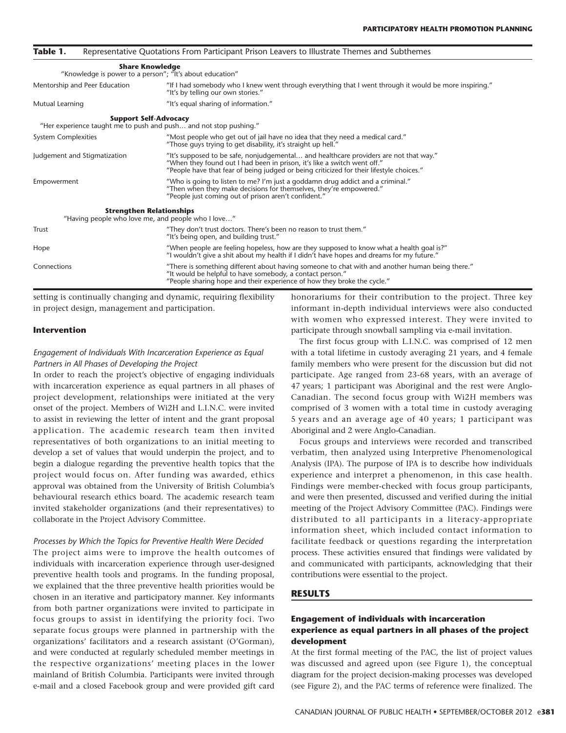**Table 1.** Representative Quotations From Participant Prison Leavers to Illustrate Themes and Subthemes

| | |
|---|---|
| **Share Knowledge** "Knowledge is power to a person"; "It's about education" | |
| Mentorship and Peer Education | "If I had somebody who I knew went through everything that I went through it would be more inspiring." "It's by telling our own stories." |
| Mutual Learning | "It's equal sharing of information." |
| **Support Self-Advocacy** "Her experience taught me to push and push… and not stop pushing." | |
| System Complexities | "Most people who get out of jail have no idea that they need a medical card." "Those guys trying to get disability, it's straight up hell." |
| Judgement and Stigmatization | "It's supposed to be safe, nonjudgemental… and healthcare providers are not that way." "When they found out I had been in prison, it's like a switch went off." "People have that fear of being judged or being criticized for their lifestyle choices." |
| Empowerment | "Who is going to listen to me? I'm just a goddamn drug addict and a criminal." "Then when they make decisions for themselves, they're empowered." "People just coming out of prison aren't confident." |
| **Strengthen Relationships** "Having people who love me, and people who I love…" | |
| Trust | "They don't trust doctors. There's been no reason to trust them." "It's being open, and building trust." |
| Hope | "When people are feeling hopeless, how are they supposed to know what a health goal is?" "I wouldn't give a shit about my health if I didn't have hopes and dreams for my future." |
| Connections | "There is something different about having someone to chat with and another human being there." "It would be helpful to have somebody, a contact person." "People sharing hope and their experience of how they broke the cycle." |

setting is continually changing and dynamic, requiring flexibility in project design, management and participation.

### Intervention

*Engagement of Individuals With Incarceration Experience as Equal Partners in All Phases of Developing the Project*

In order to reach the project's objective of engaging individuals with incarceration experience as equal partners in all phases of project development, relationships were initiated at the very onset of the project. Members of Wi2H and L.I.N.C. were invited to assist in reviewing the letter of intent and the grant proposal application. The academic research team then invited representatives of both organizations to an initial meeting to develop a set of values that would underpin the project, and to begin a dialogue regarding the preventive health topics that the project would focus on. After funding was awarded, ethics approval was obtained from the University of British Columbia's behavioural research ethics board. The academic research team invited stakeholder organizations (and their representatives) to collaborate in the Project Advisory Committee.

*Processes by Which the Topics for Preventive Health Were Decided*

The project aims were to improve the health outcomes of individuals with incarceration experience through user-designed preventive health tools and programs. In the funding proposal, we explained that the three preventive health priorities would be chosen in an iterative and participatory manner. Key informants from both partner organizations were invited to participate in focus groups to assist in identifying the priority foci. Two separate focus groups were planned in partnership with the organizations' facilitators and a research assistant (O'Gorman), and were conducted at regularly scheduled member meetings in the respective organizations' meeting places in the lower mainland of British Columbia. Participants were invited through e-mail and a closed Facebook group and were provided gift card honorariums for their contribution to the project. Three key informant in-depth individual interviews were also conducted with women who expressed interest. They were invited to participate through snowball sampling via e-mail invitation.

The first focus group with L.I.N.C. was comprised of 12 men with a total lifetime in custody averaging 21 years, and 4 female family members who were present for the discussion but did not participate. Age ranged from 23-68 years, with an average of 47 years; 1 participant was Aboriginal and the rest were Anglo-Canadian. The second focus group with Wi2H members was comprised of 3 women with a total time in custody averaging 5 years and an average age of 40 years; 1 participant was Aboriginal and 2 were Anglo-Canadian.

Focus groups and interviews were recorded and transcribed verbatim, then analyzed using Interpretive Phenomenological Analysis (IPA). The purpose of IPA is to describe how individuals experience and interpret a phenomenon, in this case health. Findings were member-checked with focus group participants, and were then presented, discussed and verified during the initial meeting of the Project Advisory Committee (PAC). Findings were distributed to all participants in a literacy-appropriate information sheet, which included contact information to facilitate feedback or questions regarding the interpretation process. These activities ensured that findings were validated by and communicated with participants, acknowledging that their contributions were essential to the project.

## RESULTS

### Engagement of individuals with incarceration experience as equal partners in all phases of the project development

At the first formal meeting of the PAC, the list of project values was discussed and agreed upon (see Figure 1), the conceptual diagram for the project decision-making processes was developed (see Figure 2), and the PAC terms of reference were finalized. The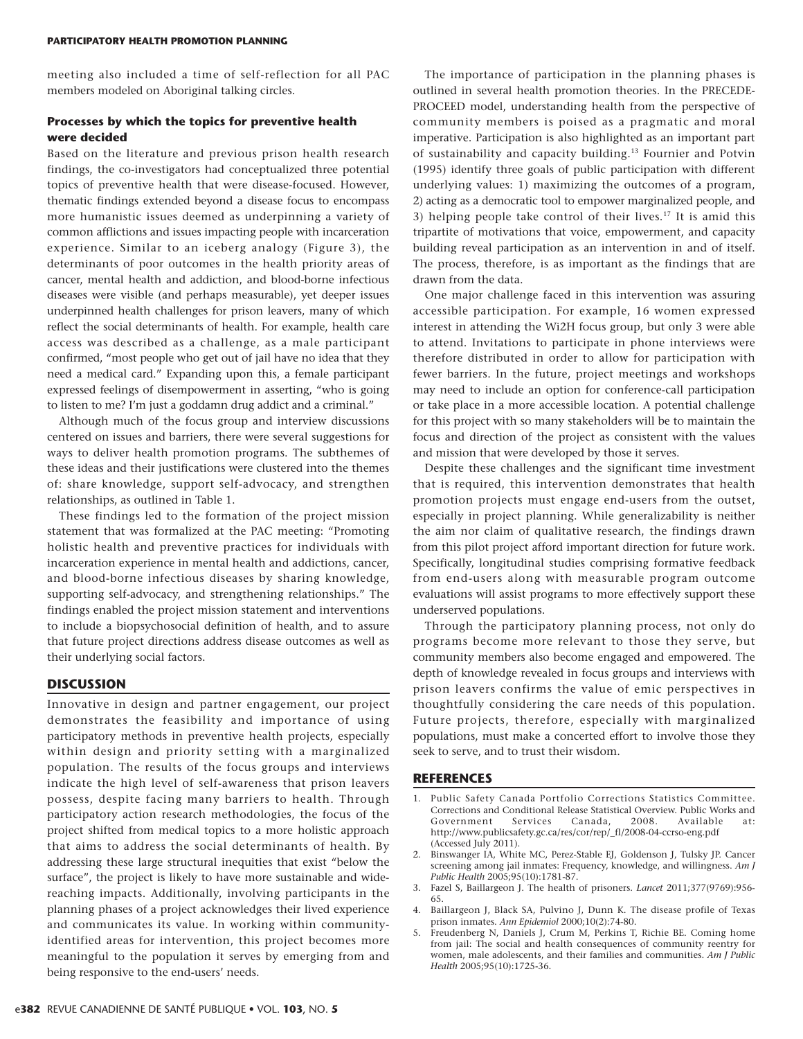meeting also included a time of self-reflection for all PAC members modeled on Aboriginal talking circles.

### Processes by which the topics for preventive health were decided

Based on the literature and previous prison health research findings, the co-investigators had conceptualized three potential topics of preventive health that were disease-focused. However, thematic findings extended beyond a disease focus to encompass more humanistic issues deemed as underpinning a variety of common afflictions and issues impacting people with incarceration experience. Similar to an iceberg analogy (Figure 3), the determinants of poor outcomes in the health priority areas of cancer, mental health and addiction, and blood-borne infectious diseases were visible (and perhaps measurable), yet deeper issues underpinned health challenges for prison leavers, many of which reflect the social determinants of health. For example, health care access was described as a challenge, as a male participant confirmed, "most people who get out of jail have no idea that they need a medical card." Expanding upon this, a female participant expressed feelings of disempowerment in asserting, "who is going to listen to me? I'm just a goddamn drug addict and a criminal."

Although much of the focus group and interview discussions centered on issues and barriers, there were several suggestions for ways to deliver health promotion programs. The subthemes of these ideas and their justifications were clustered into the themes of: share knowledge, support self-advocacy, and strengthen relationships, as outlined in Table 1.

These findings led to the formation of the project mission statement that was formalized at the PAC meeting: "Promoting holistic health and preventive practices for individuals with incarceration experience in mental health and addictions, cancer, and blood-borne infectious diseases by sharing knowledge, supporting self-advocacy, and strengthening relationships." The findings enabled the project mission statement and interventions to include a biopsychosocial definition of health, and to assure that future project directions address disease outcomes as well as their underlying social factors.

## DISCUSSION

Innovative in design and partner engagement, our project demonstrates the feasibility and importance of using participatory methods in preventive health projects, especially within design and priority setting with a marginalized population. The results of the focus groups and interviews indicate the high level of self-awareness that prison leavers possess, despite facing many barriers to health. Through participatory action research methodologies, the focus of the project shifted from medical topics to a more holistic approach that aims to address the social determinants of health. By addressing these large structural inequities that exist "below the surface", the project is likely to have more sustainable and wide-reaching impacts. Additionally, involving participants in the planning phases of a project acknowledges their lived experience and communicates its value. In working within community-identified areas for intervention, this project becomes more meaningful to the population it serves by emerging from and being responsive to the end-users' needs.

The importance of participation in the planning phases is outlined in several health promotion theories. In the PRECEDE-PROCEED model, understanding health from the perspective of community members is poised as a pragmatic and moral imperative. Participation is also highlighted as an important part of sustainability and capacity building.[13] Fournier and Potvin (1995) identify three goals of public participation with different underlying values: 1) maximizing the outcomes of a program, 2) acting as a democratic tool to empower marginalized people, and 3) helping people take control of their lives.[17] It is amid this tripartite of motivations that voice, empowerment, and capacity building reveal participation as an intervention in and of itself. The process, therefore, is as important as the findings that are drawn from the data.

One major challenge faced in this intervention was assuring accessible participation. For example, 16 women expressed interest in attending the Wi2H focus group, but only 3 were able to attend. Invitations to participate in phone interviews were therefore distributed in order to allow for participation with fewer barriers. In the future, project meetings and workshops may need to include an option for conference-call participation or take place in a more accessible location. A potential challenge for this project with so many stakeholders will be to maintain the focus and direction of the project as consistent with the values and mission that were developed by those it serves.

Despite these challenges and the significant time investment that is required, this intervention demonstrates that health promotion projects must engage end-users from the outset, especially in project planning. While generalizability is neither the aim nor claim of qualitative research, the findings drawn from this pilot project afford important direction for future work. Specifically, longitudinal studies comprising formative feedback from end-users along with measurable program outcome evaluations will assist programs to more effectively support these underserved populations.

Through the participatory planning process, not only do programs become more relevant to those they serve, but community members also become engaged and empowered. The depth of knowledge revealed in focus groups and interviews with prison leavers confirms the value of emic perspectives in thoughtfully considering the care needs of this population. Future projects, therefore, especially with marginalized populations, must make a concerted effort to involve those they seek to serve, and to trust their wisdom.

## REFERENCES

1. Public Safety Canada Portfolio Corrections Statistics Committee. Corrections and Conditional Release Statistical Overview. Public Works and Government Services Canada, 2008. Available at: http://www.publicsafety.gc.ca/res/cor/rep/_fl/2008-04-ccrso-eng.pdf (Accessed July 2011).
2. Binswanger IA, White MC, Perez-Stable EJ, Goldenson J, Tulsky JP. Cancer screening among jail inmates: Frequency, knowledge, and willingness. *Am J Public Health* 2005;95(10):1781-87.
3. Fazel S, Baillargeon J. The health of prisoners. *Lancet* 2011;377(9769):956-65.
4. Baillargeon J, Black SA, Pulvino J, Dunn K. The disease profile of Texas prison inmates. *Ann Epidemiol* 2000;10(2):74-80.
5. Freudenberg N, Daniels J, Crum M, Perkins T, Richie BE. Coming home from jail: The social and health consequences of community reentry for women, male adolescents, and their families and communities. *Am J Public Health* 2005;95(10):1725-36.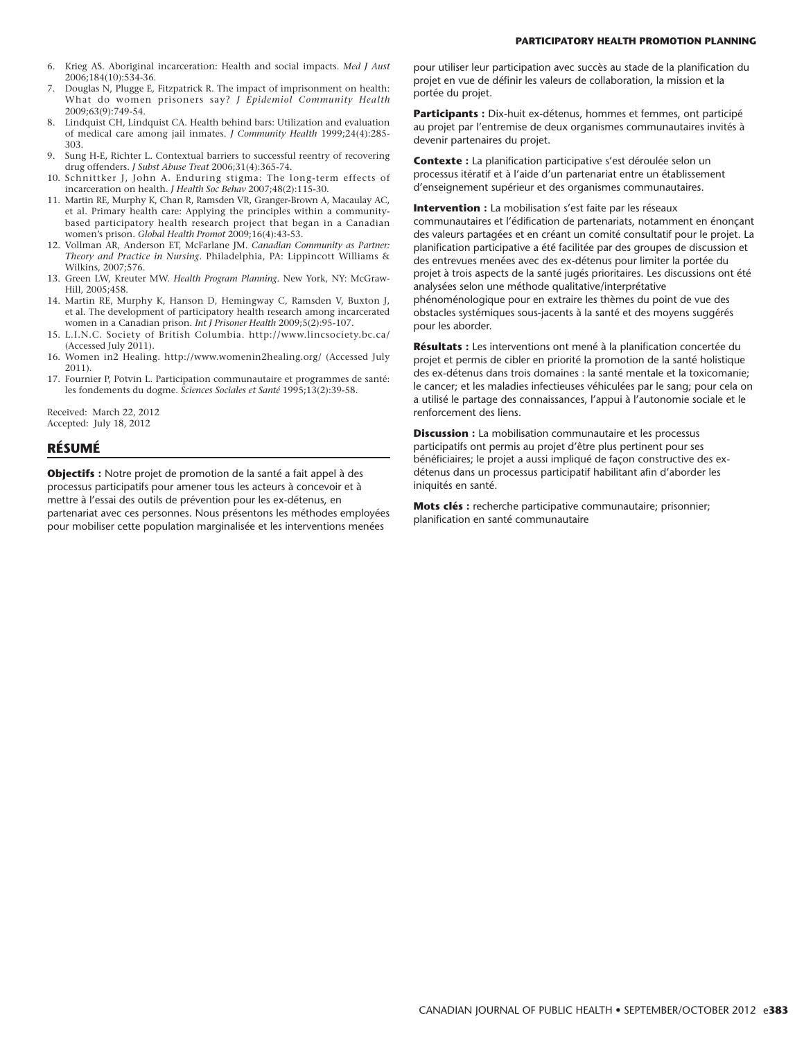6. Krieg AS. Aboriginal incarceration: Health and social impacts. *Med J Aust* 2006;184(10):534-36.
7. Douglas N, Plugge E, Fitzpatrick R. The impact of imprisonment on health: What do women prisoners say? *J Epidemiol Community Health* 2009;63(9):749-54.
8. Lindquist CH, Lindquist CA. Health behind bars: Utilization and evaluation of medical care among jail inmates. *J Community Health* 1999;24(4):285-303.
9. Sung H-E, Richter L. Contextual barriers to successful reentry of recovering drug offenders. *J Subst Abuse Treat* 2006;31(4):365-74.
10. Schnittker J, John A. Enduring stigma: The long-term effects of incarceration on health. *J Health Soc Behav* 2007;48(2):115-30.
11. Martin RE, Murphy K, Chan R, Ramsden VR, Granger-Brown A, Macaulay AC, et al. Primary health care: Applying the principles within a community-based participatory health research project that began in a Canadian women's prison. *Global Health Promot* 2009;16(4):43-53.
12. Vollman AR, Anderson ET, McFarlane JM. *Canadian Community as Partner: Theory and Practice in Nursing*. Philadelphia, PA: Lippincott Williams & Wilkins, 2007;576.
13. Green LW, Kreuter MW. *Health Program Planning*. New York, NY: McGraw-Hill, 2005;458.
14. Martin RE, Murphy K, Hanson D, Hemingway C, Ramsden V, Buxton J, et al. The development of participatory health research among incarcerated women in a Canadian prison. *Int J Prisoner Health* 2009;5(2):95-107.
15. L.I.N.C. Society of British Columbia. http://www.lincsociety.bc.ca/ (Accessed July 2011).
16. Women in2 Healing. http://www.womenin2healing.org/ (Accessed July 2011).
17. Fournier P, Potvin L. Participation communautaire et programmes de santé: les fondements du dogme. *Sciences Sociales et Santé* 1995;13(2):39-58.

Received: March 22, 2012
Accepted: July 18, 2012

## RÉSUMÉ

**Objectifs :** Notre projet de promotion de la santé a fait appel à des processus participatifs pour amener tous les acteurs à concevoir et à mettre à l'essai des outils de prévention pour les ex-détenus, en partenariat avec ces personnes. Nous présentons les méthodes employées pour mobiliser cette population marginalisée et les interventions menées pour utiliser leur participation avec succès au stade de la planification du projet en vue de définir les valeurs de collaboration, la mission et la portée du projet.

**Participants :** Dix-huit ex-détenus, hommes et femmes, ont participé au projet par l'entremise de deux organismes communautaires invités à devenir partenaires du projet.

**Contexte :** La planification participative s'est déroulée selon un processus itératif et à l'aide d'un partenariat entre un établissement d'enseignement supérieur et des organismes communautaires.

**Intervention :** La mobilisation s'est faite par les réseaux communautaires et l'édification de partenariats, notamment en énonçant des valeurs partagées et en créant un comité consultatif pour le projet. La planification participative a été facilitée par des groupes de discussion et des entrevues menées avec des ex-détenus pour limiter la portée du projet à trois aspects de la santé jugés prioritaires. Les discussions ont été analysées selon une méthode qualitative/interprétative phénoménologique pour en extraire les thèmes du point de vue des obstacles systémiques sous-jacents à la santé et des moyens suggérés pour les aborder.

**Résultats :** Les interventions ont mené à la planification concertée du projet et permis de cibler en priorité la promotion de la santé holistique des ex-détenus dans trois domaines : la santé mentale et la toxicomanie; le cancer; et les maladies infectieuses véhiculées par le sang; pour cela on a utilisé le partage des connaissances, l'appui à l'autonomie sociale et le renforcement des liens.

**Discussion :** La mobilisation communautaire et les processus participatifs ont permis au projet d'être plus pertinent pour ses bénéficiaires; le projet a aussi impliqué de façon constructive des ex-détenus dans un processus participatif habilitant afin d'aborder les iniquités en santé.

**Mots clés :** recherche participative communautaire; prisonnier; planification en santé communautaire